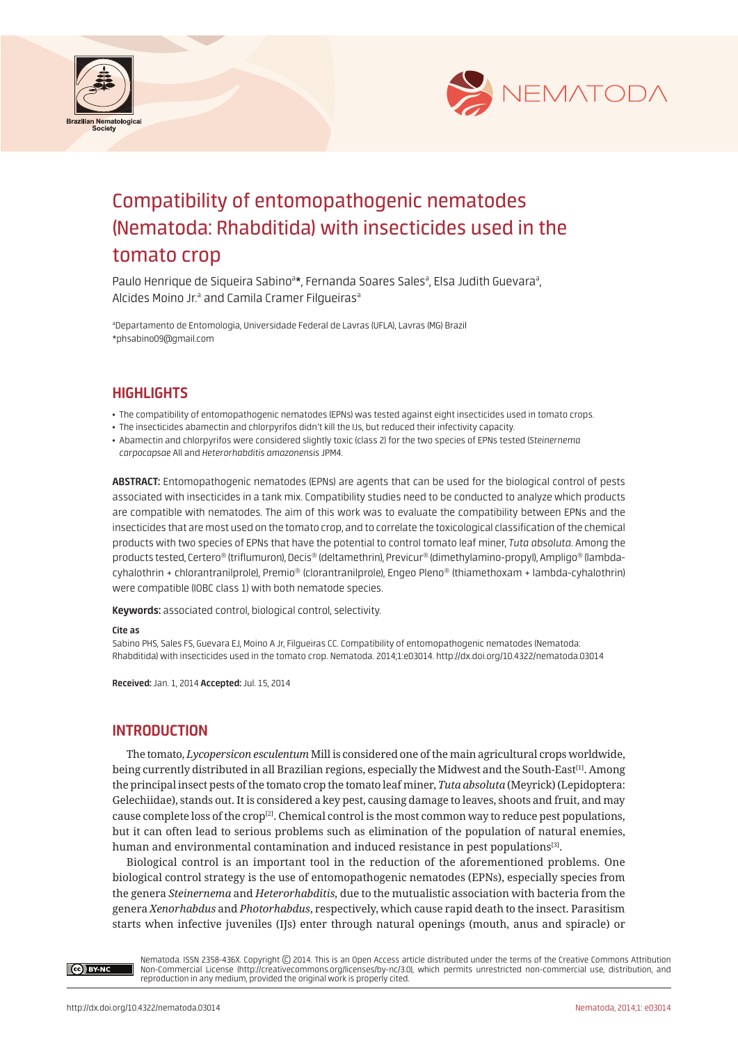# Compatibility of entomopathogenic nematodes (Nematoda: Rhabditida) with insecticides used in the tomato crop

Paulo Henrique de Siqueira Sabino[a]*, Fernanda Soares Sales[a], Elsa Judith Guevara[a], Alcides Moino Jr.[a] and Camila Cramer Filgueiras[a]

[a]Departamento de Entomologia, Universidade Federal de Lavras (UFLA), Lavras (MG) Brazil
*phsabino09@gmail.com

## HIGHLIGHTS

- The compatibility of entomopathogenic nematodes (EPNs) was tested against eight insecticides used in tomato crops.
- The insecticides abamectin and chlorpyrifos didn't kill the IJs, but reduced their infectivity capacity.
- Abamectin and chlorpyrifos were considered slightly toxic (class 2) for the two species of EPNs tested (*Steinernema carpocapsae* All and *Heterorhabditis amazonensis* JPM4.

**ABSTRACT:** Entomopathogenic nematodes (EPNs) are agents that can be used for the biological control of pests associated with insecticides in a tank mix. Compatibility studies need to be conducted to analyze which products are compatible with nematodes. The aim of this work was to evaluate the compatibility between EPNs and the insecticides that are most used on the tomato crop, and to correlate the toxicological classification of the chemical products with two species of EPNs that have the potential to control tomato leaf miner, *Tuta absoluta*. Among the products tested, Certero® (triflumuron), Decis® (deltamethrin), Previcur® (dimethylamino-propyl), Ampligo® (lambda-cyhalothrin + chlorantranilprole), Premio® (clorantranilprole), Engeo Pleno® (thiamethoxam + lambda-cyhalothrin) were compatible (IOBC class 1) with both nematode species.

**Keywords:** associated control, biological control, selectivity.

**Cite as**
Sabino PHS, Sales FS, Guevara EJ, Moino A Jr, Filgueiras CC. Compatibility of entomopathogenic nematodes (Nematoda: Rhabditida) with insecticides used in the tomato crop. Nematoda. 2014;1:e03014. http://dx.doi.org/10.4322/nematoda.03014

**Received:** Jan. 1, 2014 **Accepted:** Jul. 15, 2014

## INTRODUCTION

The tomato, *Lycopersicon esculentum* Mill is considered one of the main agricultural crops worldwide, being currently distributed in all Brazilian regions, especially the Midwest and the South-East[1]. Among the principal insect pests of the tomato crop the tomato leaf miner, *Tuta absoluta* (Meyrick) (Lepidoptera: Gelechiidae), stands out. It is considered a key pest, causing damage to leaves, shoots and fruit, and may cause complete loss of the crop[2]. Chemical control is the most common way to reduce pest populations, but it can often lead to serious problems such as elimination of the population of natural enemies, human and environmental contamination and induced resistance in pest populations[3].

Biological control is an important tool in the reduction of the aforementioned problems. One biological control strategy is the use of entomopathogenic nematodes (EPNs), especially species from the genera *Steinernema* and *Heterorhabditis*, due to the mutualistic association with bacteria from the genera *Xenorhabdus* and *Photorhabdus*, respectively, which cause rapid death to the insect. Parasitism starts when infective juveniles (IJs) enter through natural openings (mouth, anus and spiracle) or

Nematoda. ISSN 2358-436X. Copyright © 2014. This is an Open Access article distributed under the terms of the Creative Commons Attribution Non-Commercial License (http://creativecommons.org/licenses/by-nc/3.0/), which permits unrestricted non-commercial use, distribution, and reproduction in any medium, provided the original work is properly cited.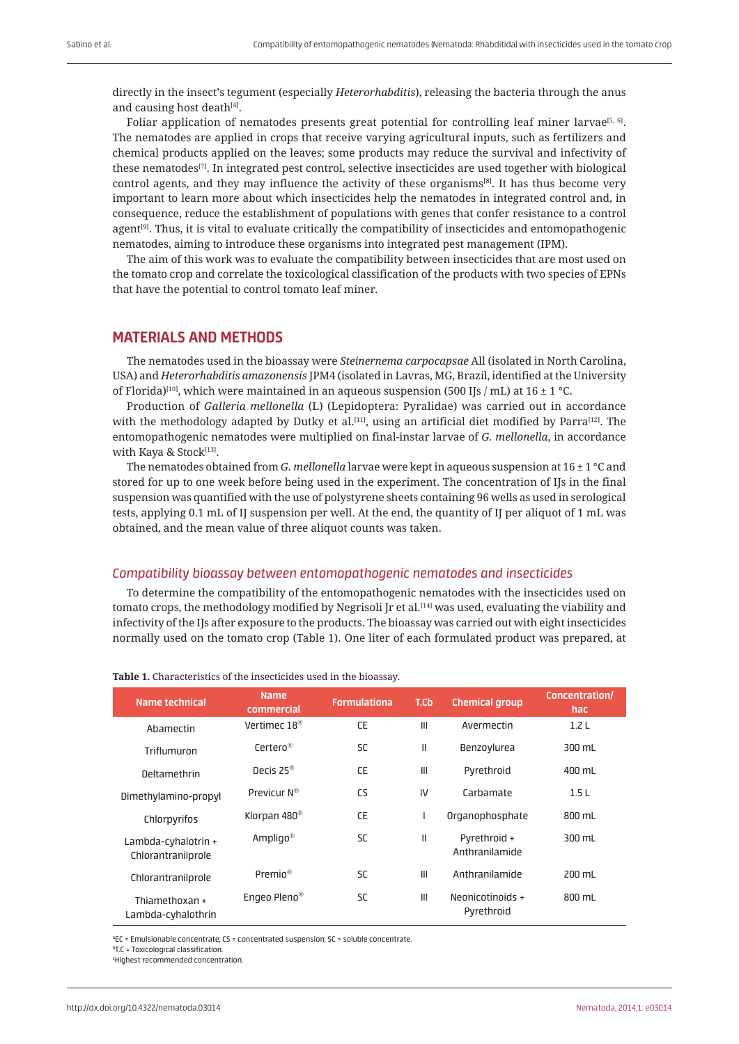directly in the insect's tegument (especially *Heterorhabditis*), releasing the bacteria through the anus and causing host death[4].

Foliar application of nematodes presents great potential for controlling leaf miner larvae[5, 6]. The nematodes are applied in crops that receive varying agricultural inputs, such as fertilizers and chemical products applied on the leaves; some products may reduce the survival and infectivity of these nematodes[7]. In integrated pest control, selective insecticides are used together with biological control agents, and they may influence the activity of these organisms[8]. It has thus become very important to learn more about which insecticides help the nematodes in integrated control and, in consequence, reduce the establishment of populations with genes that confer resistance to a control agent[9]. Thus, it is vital to evaluate critically the compatibility of insecticides and entomopathogenic nematodes, aiming to introduce these organisms into integrated pest management (IPM).

The aim of this work was to evaluate the compatibility between insecticides that are most used on the tomato crop and correlate the toxicological classification of the products with two species of EPNs that have the potential to control tomato leaf miner.

## MATERIALS AND METHODS

The nematodes used in the bioassay were *Steinernema carpocapsae* All (isolated in North Carolina, USA) and *Heterorhabditis amazonensis* JPM4 (isolated in Lavras, MG, Brazil, identified at the University of Florida)[10], which were maintained in an aqueous suspension (500 IJs / mL) at 16 ± 1 °C.

Production of *Galleria mellonella* (L) (Lepidoptera: Pyralidae) was carried out in accordance with the methodology adapted by Dutky et al.[11], using an artificial diet modified by Parra[12]. The entomopathogenic nematodes were multiplied on final-instar larvae of *G. mellonella*, in accordance with Kaya & Stock[13].

The nematodes obtained from *G. mellonella* larvae were kept in aqueous suspension at 16 ± 1 °C and stored for up to one week before being used in the experiment. The concentration of IJs in the final suspension was quantified with the use of polystyrene sheets containing 96 wells as used in serological tests, applying 0.1 mL of IJ suspension per well. At the end, the quantity of IJ per aliquot of 1 mL was obtained, and the mean value of three aliquot counts was taken.

### *Compatibility bioassay between entomopathogenic nematodes and insecticides*

To determine the compatibility of the entomopathogenic nematodes with the insecticides used on tomato crops, the methodology modified by Negrisoli Jr et al.[14] was used, evaluating the viability and infectivity of the IJs after exposure to the products. The bioassay was carried out with eight insecticides normally used on the tomato crop (Table 1). One liter of each formulated product was prepared, at

**Table 1.** Characteristics of the insecticides used in the bioassay.

| Name technical | Name commercial | Formulation[a] | T.C[b] | Chemical group | Concentration/ ha[c] |
|---|---|---|---|---|---|
| Abamectin | Vertimec 18® | CE | III | Avermectin | 1.2 L |
| Triflumuron | Certero® | SC | II | Benzoylurea | 300 mL |
| Deltamethrin | Decis 25® | CE | III | Pyrethroid | 400 mL |
| Dimethylamino-propyl | Previcur N® | CS | IV | Carbamate | 1.5 L |
| Chlorpyrifos | Klorpan 480® | CE | I | Organophosphate | 800 mL |
| Lambda-cyhalotrin + Chlorantranilprole | Ampligo® | SC | II | Pyrethroid + Anthranilamide | 300 mL |
| Chlorantranilprole | Premio® | SC | III | Anthranilamide | 200 mL |
| Thiamethoxan + Lambda-cyhalothrin | Engeo Pleno® | SC | III | Neonicotinoids + Pyrethroid | 800 mL |

[a]EC = Emulsionable concentrate; CS = concentrated suspension; SC = soluble concentrate.
[b]T.C = Toxicological classification.
[c]Highest recommended concentration.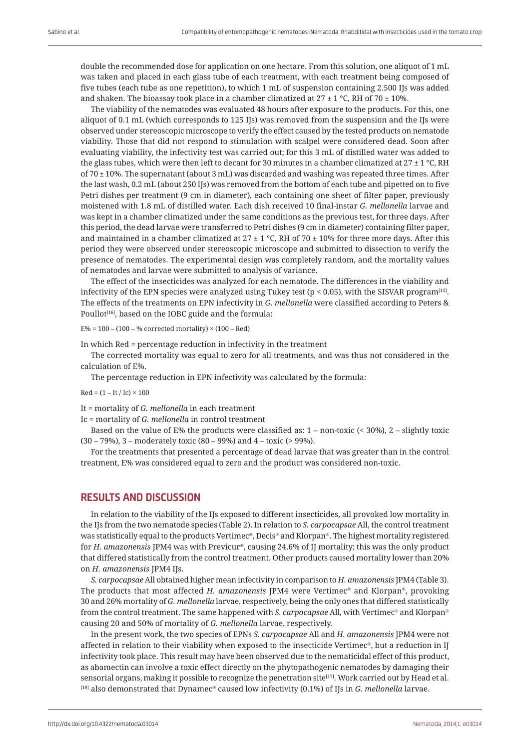double the recommended dose for application on one hectare. From this solution, one aliquot of 1 mL was taken and placed in each glass tube of each treatment, with each treatment being composed of five tubes (each tube as one repetition), to which 1 mL of suspension containing 2.500 IJs was added and shaken. The bioassay took place in a chamber climatized at 27 ± 1 °C, RH of 70 ± 10%.

The viability of the nematodes was evaluated 48 hours after exposure to the products. For this, one aliquot of 0.1 mL (which corresponds to 125 IJs) was removed from the suspension and the IJs were observed under stereoscopic microscope to verify the effect caused by the tested products on nematode viability. Those that did not respond to stimulation with scalpel were considered dead. Soon after evaluating viability, the infectivity test was carried out; for this 3 mL of distilled water was added to the glass tubes, which were then left to decant for 30 minutes in a chamber climatized at 27 ± 1 °C, RH of 70 ± 10%. The supernatant (about 3 mL) was discarded and washing was repeated three times. After the last wash, 0.2 mL (about 250 IJs) was removed from the bottom of each tube and pipetted on to five Petri dishes per treatment (9 cm in diameter), each containing one sheet of filter paper, previously moistened with 1.8 mL of distilled water. Each dish received 10 final-instar *G. mellonella* larvae and was kept in a chamber climatized under the same conditions as the previous test, for three days. After this period, the dead larvae were transferred to Petri dishes (9 cm in diameter) containing filter paper, and maintained in a chamber climatized at 27 ± 1 °C, RH of 70 ± 10% for three more days. After this period they were observed under stereoscopic microscope and submitted to dissection to verify the presence of nematodes. The experimental design was completely random, and the mortality values of nematodes and larvae were submitted to analysis of variance.

The effect of the insecticides was analyzed for each nematode. The differences in the viability and infectivity of the EPN species were analyzed using Tukey test ($p < 0.05$), with the SISVAR program[15]. The effects of the treatments on EPN infectivity in *G. mellonella* were classified according to Peters & Poullot[16], based on the IOBC guide and the formula:

$$E\% = 100 - (100 - \%\ \text{corrected mortality}) \times (100 - \text{Red})$$

In which Red = percentage reduction in infectivity in the treatment

The corrected mortality was equal to zero for all treatments, and was thus not considered in the calculation of E%.

The percentage reduction in EPN infectivity was calculated by the formula:

$$\text{Red} = (1 - It / Ic) \times 100$$

It = mortality of *G. mellonella* in each treatment

Ic = mortality of *G. mellonella* in control treatment

Based on the value of E% the products were classified as: 1 – non-toxic (< 30%), 2 – slightly toxic (30 – 79%), 3 – moderately toxic (80 – 99%) and 4 – toxic (> 99%).

For the treatments that presented a percentage of dead larvae that was greater than in the control treatment, E% was considered equal to zero and the product was considered non-toxic.

## RESULTS AND DISCUSSION

In relation to the viability of the IJs exposed to different insecticides, all provoked low mortality in the IJs from the two nematode species (Table 2). In relation to *S. carpocapsae* All, the control treatment was statistically equal to the products Vertimec®, Decis® and Klorpan®. The highest mortality registered for *H. amazonensis* JPM4 was with Previcur®, causing 24.6% of IJ mortality; this was the only product that differed statistically from the control treatment. Other products caused mortality lower than 20% on *H. amazonensis* JPM4 IJs.

*S. carpocapsae* All obtained higher mean infectivity in comparison to *H. amazonensis* JPM4 (Table 3). The products that most affected *H. amazonensis* JPM4 were Vertimec® and Klorpan®, provoking 30 and 26% mortality of *G. mellonella* larvae, respectively, being the only ones that differed statistically from the control treatment. The same happened with *S. carpocapsae* All, with Vertimec® and Klorpan® causing 20 and 50% of mortality of *G. mellonella* larvae, respectively.

In the present work, the two species of EPNs *S. carpocapsae* All and *H. amazonensis* JPM4 were not affected in relation to their viability when exposed to the insecticide Vertimec®, but a reduction in IJ infectivity took place. This result may have been observed due to the nematicidal effect of this product, as abamectin can involve a toxic effect directly on the phytopathogenic nematodes by damaging their sensorial organs, making it possible to recognize the penetration site[17]. Work carried out by Head et al.[18] also demonstrated that Dynamec® caused low infectivity (0.1%) of IJs in *G. mellonella* larvae.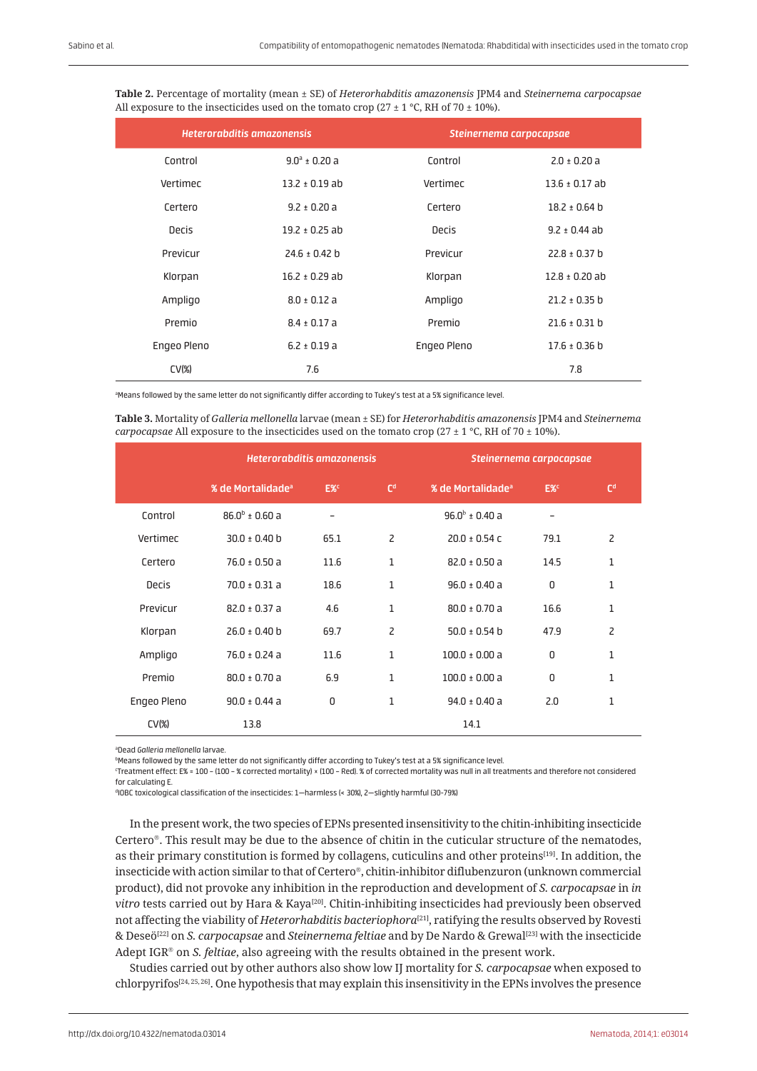**Table 2.** Percentage of mortality (mean ± SE) of *Heterorhabditis amazonensis* JPM4 and *Steinernema carpocapsae* All exposure to the insecticides used on the tomato crop (27 ± 1 °C, RH of 70 ± 10%).

| *Heterorabditis amazonensis* | | *Steinernema carpocapsae* | |
|---|---|---|---|
| Control | 9.0[a] ± 0.20 a | Control | 2.0 ± 0.20 a |
| Vertimec | 13.2 ± 0.19 ab | Vertimec | 13.6 ± 0.17 ab |
| Certero | 9.2 ± 0.20 a | Certero | 18.2 ± 0.64 b |
| Decis | 19.2 ± 0.25 ab | Decis | 9.2 ± 0.44 ab |
| Previcur | 24.6 ± 0.42 b | Previcur | 22.8 ± 0.37 b |
| Klorpan | 16.2 ± 0.29 ab | Klorpan | 12.8 ± 0.20 ab |
| Ampligo | 8.0 ± 0.12 a | Ampligo | 21.2 ± 0.35 b |
| Premio | 8.4 ± 0.17 a | Premio | 21.6 ± 0.31 b |
| Engeo Pleno | 6.2 ± 0.19 a | Engeo Pleno | 17.6 ± 0.36 b |
| CV(%) | 7.6 | | 7.8 |

[a]Means followed by the same letter do not significantly differ according to Tukey's test at a 5% significance level.

**Table 3.** Mortality of *Galleria mellonella* larvae (mean ± SE) for *Heterorhabditis amazonensis* JPM4 and *Steinernema carpocapsae* All exposure to the insecticides used on the tomato crop (27 ± 1 °C, RH of 70 ± 10%).

| | *Heterorabditis amazonensis* | | | *Steinernema carpocapsae* | | |
|---|---|---|---|---|---|---|
| | % de Mortalidade[a] | E%[c] | C[d] | % de Mortalidade[a] | E%[c] | C[d] |
| Control | 86.0[b] ± 0.60 a | – | | 96.0[b] ± 0.40 a | – | |
| Vertimec | 30.0 ± 0.40 b | 65.1 | 2 | 20.0 ± 0.54 c | 79.1 | 2 |
| Certero | 76.0 ± 0.50 a | 11.6 | 1 | 82.0 ± 0.50 a | 14.5 | 1 |
| Decis | 70.0 ± 0.31 a | 18.6 | 1 | 96.0 ± 0.40 a | 0 | 1 |
| Previcur | 82.0 ± 0.37 a | 4.6 | 1 | 80.0 ± 0.70 a | 16.6 | 1 |
| Klorpan | 26.0 ± 0.40 b | 69.7 | 2 | 50.0 ± 0.54 b | 47.9 | 2 |
| Ampligo | 76.0 ± 0.24 a | 11.6 | 1 | 100.0 ± 0.00 a | 0 | 1 |
| Premio | 80.0 ± 0.70 a | 6.9 | 1 | 100.0 ± 0.00 a | 0 | 1 |
| Engeo Pleno | 90.0 ± 0.44 a | 0 | 1 | 94.0 ± 0.40 a | 2.0 | 1 |
| CV(%) | 13.8 | | | 14.1 | | |

[a]Dead *Galleria mellonella* larvae.
[b]Means followed by the same letter do not significantly differ according to Tukey's test at a 5% significance level.
[c]Treatment effect: E% = 100 – (100 – % corrected mortality) × (100 – Red). % of corrected mortality was null in all treatments and therefore not considered for calculating E.
[d]IOBC toxicological classification of the insecticides: 1—harmless (< 30%), 2—slightly harmful (30-79%)

In the present work, the two species of EPNs presented insensitivity to the chitin-inhibiting insecticide Certero®. This result may be due to the absence of chitin in the cuticular structure of the nematodes, as their primary constitution is formed by collagens, cuticulins and other proteins[19]. In addition, the insecticide with action similar to that of Certero®, chitin-inhibitor diflubenzuron (unknown commercial product), did not provoke any inhibition in the reproduction and development of *S. carpocapsae* in *in vitro* tests carried out by Hara & Kaya[20]. Chitin-inhibiting insecticides had previously been observed not affecting the viability of *Heterorhabditis bacteriophora*[21], ratifying the results observed by Rovesti & Deseö[22] on *S. carpocapsae* and *Steinernema feltiae* and by De Nardo & Grewal[23] with the insecticide Adept IGR® on *S. feltiae*, also agreeing with the results obtained in the present work.

Studies carried out by other authors also show low IJ mortality for *S. carpocapsae* when exposed to chlorpyrifos[24, 25, 26]. One hypothesis that may explain this insensitivity in the EPNs involves the presence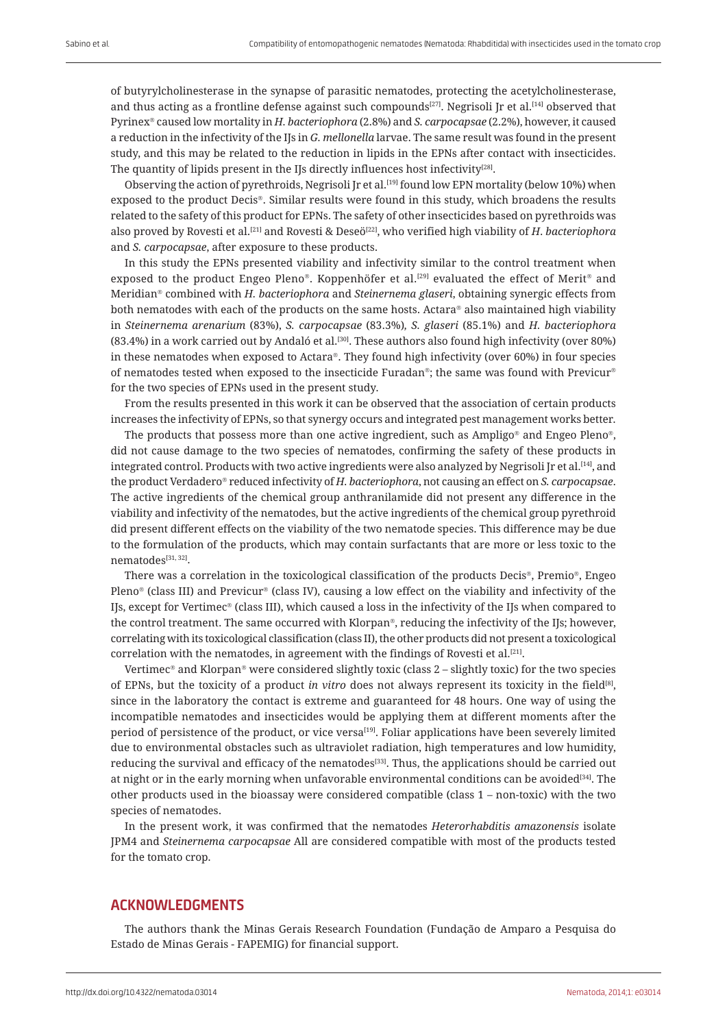of butyrylcholinesterase in the synapse of parasitic nematodes, protecting the acetylcholinesterase, and thus acting as a frontline defense against such compounds[27]. Negrisoli Jr et al.[14] observed that Pyrinex® caused low mortality in *H. bacteriophora* (2.8%) and *S. carpocapsae* (2.2%), however, it caused a reduction in the infectivity of the IJs in *G. mellonella* larvae. The same result was found in the present study, and this may be related to the reduction in lipids in the EPNs after contact with insecticides. The quantity of lipids present in the IJs directly influences host infectivity[28].

Observing the action of pyrethroids, Negrisoli Jr et al.[19] found low EPN mortality (below 10%) when exposed to the product Decis®. Similar results were found in this study, which broadens the results related to the safety of this product for EPNs. The safety of other insecticides based on pyrethroids was also proved by Rovesti et al.[21] and Rovesti & Deseö[22], who verified high viability of *H. bacteriophora* and *S. carpocapsae*, after exposure to these products.

In this study the EPNs presented viability and infectivity similar to the control treatment when exposed to the product Engeo Pleno®. Koppenhöfer et al.[29] evaluated the effect of Merit® and Meridian® combined with *H. bacteriophora* and *Steinernema glaseri*, obtaining synergic effects from both nematodes with each of the products on the same hosts. Actara® also maintained high viability in *Steinernema arenarium* (83%), *S. carpocapsae* (83.3%), *S. glaseri* (85.1%) and *H. bacteriophora* (83.4%) in a work carried out by Andaló et al.[30]. These authors also found high infectivity (over 80%) in these nematodes when exposed to Actara®. They found high infectivity (over 60%) in four species of nematodes tested when exposed to the insecticide Furadan®; the same was found with Previcur® for the two species of EPNs used in the present study.

From the results presented in this work it can be observed that the association of certain products increases the infectivity of EPNs, so that synergy occurs and integrated pest management works better.

The products that possess more than one active ingredient, such as Ampligo® and Engeo Pleno®, did not cause damage to the two species of nematodes, confirming the safety of these products in integrated control. Products with two active ingredients were also analyzed by Negrisoli Jr et al.[14], and the product Verdadero® reduced infectivity of *H. bacteriophora*, not causing an effect on *S. carpocapsae*. The active ingredients of the chemical group anthranilamide did not present any difference in the viability and infectivity of the nematodes, but the active ingredients of the chemical group pyrethroid did present different effects on the viability of the two nematode species. This difference may be due to the formulation of the products, which may contain surfactants that are more or less toxic to the nematodes[31, 32].

There was a correlation in the toxicological classification of the products Decis®, Premio®, Engeo Pleno® (class III) and Previcur® (class IV), causing a low effect on the viability and infectivity of the IJs, except for Vertimec® (class III), which caused a loss in the infectivity of the IJs when compared to the control treatment. The same occurred with Klorpan®, reducing the infectivity of the IJs; however, correlating with its toxicological classification (class II), the other products did not present a toxicological correlation with the nematodes, in agreement with the findings of Rovesti et al.[21].

Vertimec® and Klorpan® were considered slightly toxic (class 2 – slightly toxic) for the two species of EPNs, but the toxicity of a product *in vitro* does not always represent its toxicity in the field[8], since in the laboratory the contact is extreme and guaranteed for 48 hours. One way of using the incompatible nematodes and insecticides would be applying them at different moments after the period of persistence of the product, or vice versa[19]. Foliar applications have been severely limited due to environmental obstacles such as ultraviolet radiation, high temperatures and low humidity, reducing the survival and efficacy of the nematodes[33]. Thus, the applications should be carried out at night or in the early morning when unfavorable environmental conditions can be avoided[34]. The other products used in the bioassay were considered compatible (class 1 – non-toxic) with the two species of nematodes.

In the present work, it was confirmed that the nematodes *Heterorhabditis amazonensis* isolate JPM4 and *Steinernema carpocapsae* All are considered compatible with most of the products tested for the tomato crop.

## ACKNOWLEDGMENTS

The authors thank the Minas Gerais Research Foundation (Fundação de Amparo a Pesquisa do Estado de Minas Gerais - FAPEMIG) for financial support.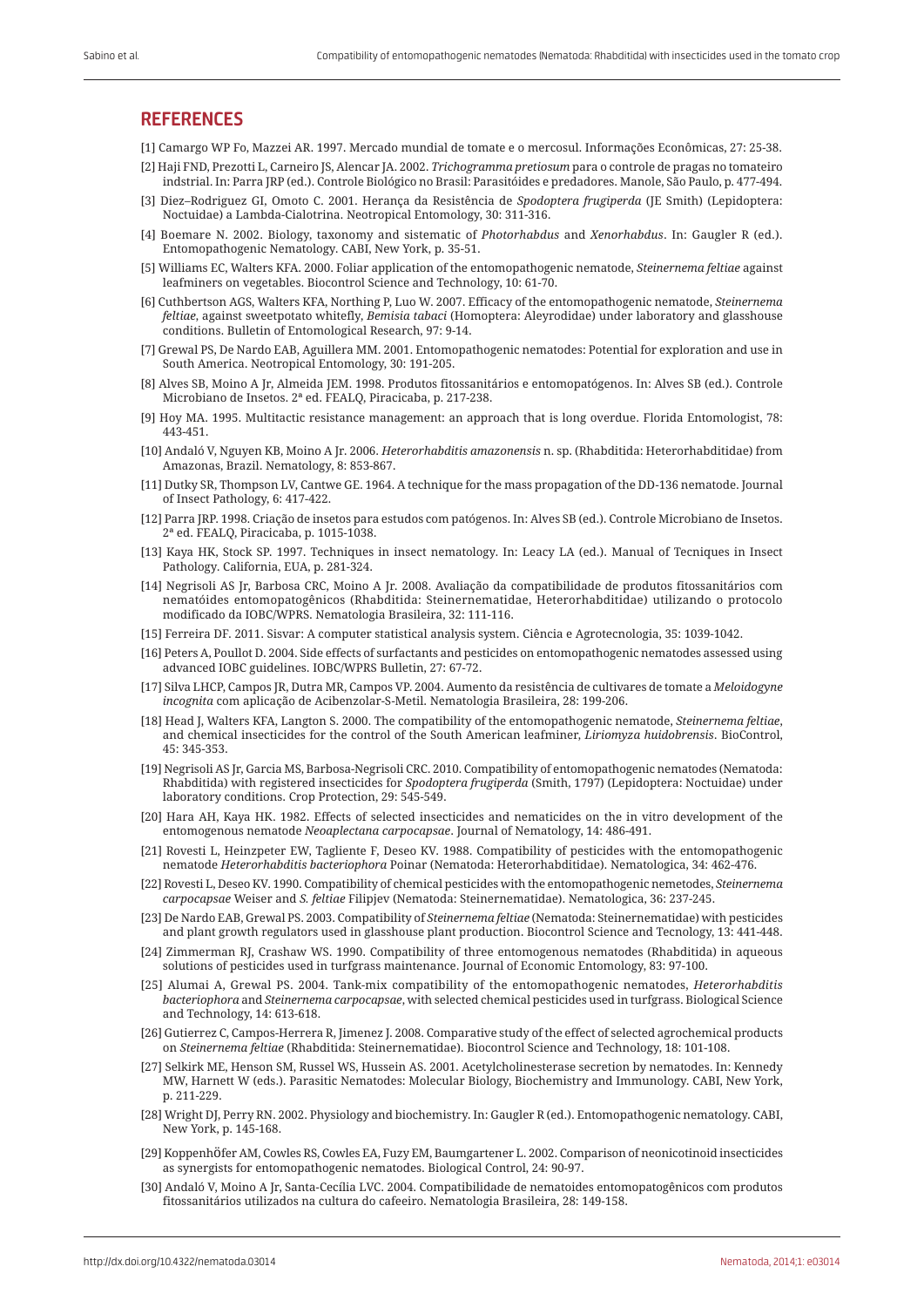## REFERENCES

[1] Camargo WP Fo, Mazzei AR. 1997. Mercado mundial de tomate e o mercosul. Informações Econômicas, 27: 25-38.

[2] Haji FND, Prezotti L, Carneiro JS, Alencar JA. 2002. *Trichogramma pretiosum* para o controle de pragas no tomateiro indstrial. In: Parra JRP (ed.). Controle Biológico no Brasil: Parasitóides e predadores. Manole, São Paulo, p. 477-494.

[3] Diez–Rodriguez GI, Omoto C. 2001. Herança da Resistência de *Spodoptera frugiperda* (JE Smith) (Lepidoptera: Noctuidae) a Lambda-Cialotrina. Neotropical Entomology, 30: 311-316.

[4] Boemare N. 2002. Biology, taxonomy and sistematic of *Photorhabdus* and *Xenorhabdus*. In: Gaugler R (ed.). Entomopathogenic Nematology. CABI, New York, p. 35-51.

[5] Williams EC, Walters KFA. 2000. Foliar application of the entomopathogenic nematode, *Steinernema feltiae* against leafminers on vegetables. Biocontrol Science and Technology, 10: 61-70.

[6] Cuthbertson AGS, Walters KFA, Northing P, Luo W. 2007. Efficacy of the entomopathogenic nematode, *Steinernema feltiae*, against sweetpotato whitefly, *Bemisia tabaci* (Homoptera: Aleyrodidae) under laboratory and glasshouse conditions. Bulletin of Entomological Research, 97: 9-14.

[7] Grewal PS, De Nardo EAB, Aguillera MM. 2001. Entomopathogenic nematodes: Potential for exploration and use in South America. Neotropical Entomology, 30: 191-205.

[8] Alves SB, Moino A Jr, Almeida JEM. 1998. Produtos fitossanitários e entomopatógenos. In: Alves SB (ed.). Controle Microbiano de Insetos. 2ª ed. FEALQ, Piracicaba, p. 217-238.

[9] Hoy MA. 1995. Multitactic resistance management: an approach that is long overdue. Florida Entomologist, 78: 443-451.

[10] Andaló V, Nguyen KB, Moino A Jr. 2006. *Heterorhabditis amazonensis* n. sp. (Rhabditida: Heterorhabditidae) from Amazonas, Brazil. Nematology, 8: 853-867.

[11] Dutky SR, Thompson LV, Cantwe GE. 1964. A technique for the mass propagation of the DD-136 nematode. Journal of Insect Pathology, 6: 417-422.

[12] Parra JRP. 1998. Criação de insetos para estudos com patógenos. In: Alves SB (ed.). Controle Microbiano de Insetos. 2ª ed. FEALQ, Piracicaba, p. 1015-1038.

[13] Kaya HK, Stock SP. 1997. Techniques in insect nematology. In: Leacy LA (ed.). Manual of Tecniques in Insect Pathology. California, EUA, p. 281-324.

[14] Negrisoli AS Jr, Barbosa CRC, Moino A Jr. 2008. Avaliação da compatibilidade de produtos fitossanitários com nematóides entomopatogênicos (Rhabditida: Steinernematidae, Heterorhabditidae) utilizando o protocolo modificado da IOBC/WPRS. Nematologia Brasileira, 32: 111-116.

[15] Ferreira DF. 2011. Sisvar: A computer statistical analysis system. Ciência e Agrotecnologia, 35: 1039-1042.

[16] Peters A, Poullot D. 2004. Side effects of surfactants and pesticides on entomopathogenic nematodes assessed using advanced IOBC guidelines. IOBC/WPRS Bulletin, 27: 67-72.

[17] Silva LHCP, Campos JR, Dutra MR, Campos VP. 2004. Aumento da resistência de cultivares de tomate a *Meloidogyne incognita* com aplicação de Acibenzolar-S-Metil. Nematologia Brasileira, 28: 199-206.

[18] Head J, Walters KFA, Langton S. 2000. The compatibility of the entomopathogenic nematode, *Steinernema feltiae*, and chemical insecticides for the control of the South American leafminer, *Liriomyza huidobrensis*. BioControl, 45: 345-353.

[19] Negrisoli AS Jr, Garcia MS, Barbosa-Negrisoli CRC. 2010. Compatibility of entomopathogenic nematodes (Nematoda: Rhabditida) with registered insecticides for *Spodoptera frugiperda* (Smith, 1797) (Lepidoptera: Noctuidae) under laboratory conditions. Crop Protection, 29: 545-549.

[20] Hara AH, Kaya HK. 1982. Effects of selected insecticides and nematicides on the in vitro development of the entomogenous nematode *Neoaplectana carpocapsae*. Journal of Nematology, 14: 486-491.

[21] Rovesti L, Heinzpeter EW, Tagliente F, Deseo KV. 1988. Compatibility of pesticides with the entomopathogenic nematode *Heterorhabditis bacteriophora* Poinar (Nematoda: Heterorhabditidae). Nematologica, 34: 462-476.

[22] Rovesti L, Deseo KV. 1990. Compatibility of chemical pesticides with the entomopathogenic nemetodes, *Steinernema carpocapsae* Weiser and *S. feltiae* Filipjev (Nematoda: Steinernematidae). Nematologica, 36: 237-245.

[23] De Nardo EAB, Grewal PS. 2003. Compatibility of *Steinernema feltiae* (Nematoda: Steinernematidae) with pesticides and plant growth regulators used in glasshouse plant production. Biocontrol Science and Tecnology, 13: 441-448.

[24] Zimmerman RJ, Crashaw WS. 1990. Compatibility of three entomogenous nematodes (Rhabditida) in aqueous solutions of pesticides used in turfgrass maintenance. Journal of Economic Entomology, 83: 97-100.

[25] Alumai A, Grewal PS. 2004. Tank-mix compatibility of the entomopathogenic nematodes, *Heterorhabditis bacteriophora* and *Steinernema carpocapsae*, with selected chemical pesticides used in turfgrass. Biological Science and Technology, 14: 613-618.

[26] Gutierrez C, Campos-Herrera R, Jimenez J. 2008. Comparative study of the effect of selected agrochemical products on *Steinernema feltiae* (Rhabditida: Steinernematidae). Biocontrol Science and Technology, 18: 101-108.

[27] Selkirk ME, Henson SM, Russel WS, Hussein AS. 2001. Acetylcholinesterase secretion by nematodes. In: Kennedy MW, Harnett W (eds.). Parasitic Nematodes: Molecular Biology, Biochemistry and Immunology. CABI, New York, p. 211-229.

[28] Wright DJ, Perry RN. 2002. Physiology and biochemistry. In: Gaugler R (ed.). Entomopathogenic nematology. CABI, New York, p. 145-168.

[29] KoppenhÖfer AM, Cowles RS, Cowles EA, Fuzy EM, Baumgartener L. 2002. Comparison of neonicotinoid insecticides as synergists for entomopathogenic nematodes. Biological Control, 24: 90-97.

[30] Andaló V, Moino A Jr, Santa-Cecília LVC. 2004. Compatibilidade de nematoides entomopatogênicos com produtos fitossanitários utilizados na cultura do cafeeiro. Nematologia Brasileira, 28: 149-158.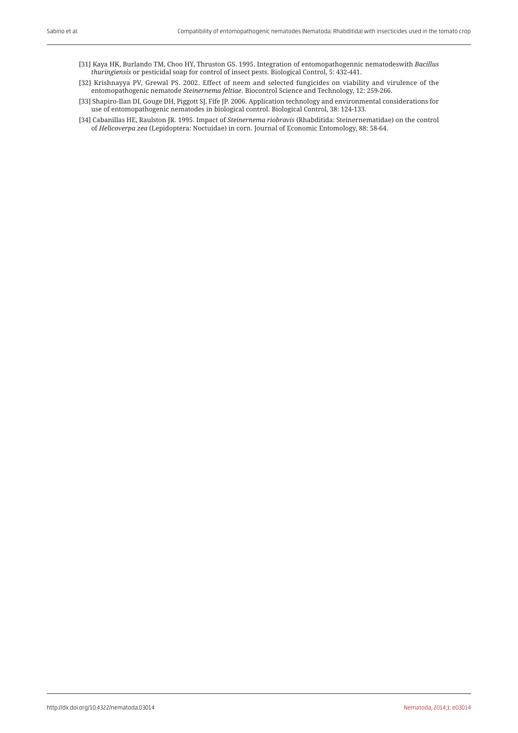[31] Kaya HK, Burlando TM, Choo HY, Thruston GS. 1995. Integration of entomopathogennic nematodeswith *Bacillus thuringiensis* or pesticidal soap for control of insect pests. Biological Control, 5: 432-441.

[32] Krishnayya PV, Grewal PS. 2002. Effect of neem and selected fungicides on viability and virulence of the entomopathogenic nematode *Steinernema feltiae*. Biocontrol Science and Technology, 12: 259-266.

[33] Shapiro-Ilan DI, Gouge DH, Piggott SJ, Fife JP. 2006. Application technology and environmental considerations for use of entomopathogenic nematodes in biological control. Biological Control, 38: 124-133.

[34] Cabanillas HE, Raulston JR. 1995. Impact of *Steinernema riobravis* (Rhabditida: Steinernematidae) on the control of *Helicoverpa zea* (Lepidoptera: Noctuidae) in corn. Journal of Economic Entomology, 88: 58-64.